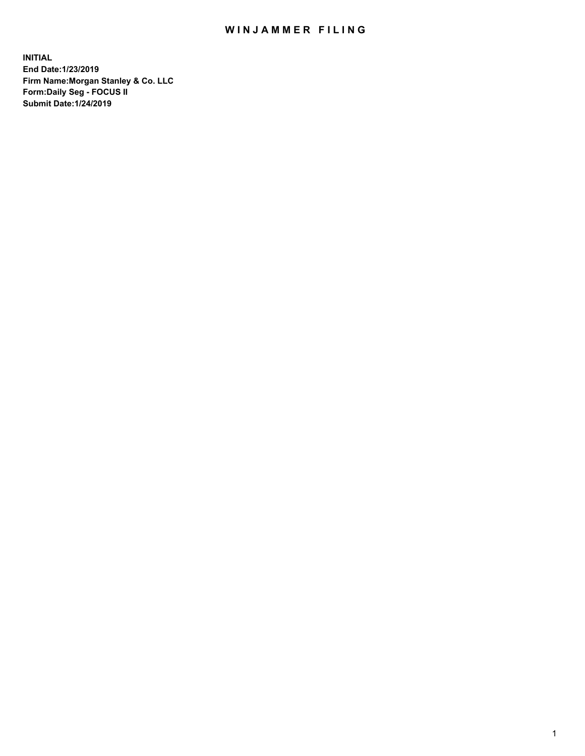# WINJAMMER FILING

**INITIAL**
**End Date:1/23/2019**
**Firm Name:Morgan Stanley & Co. LLC**
**Form:Daily Seg - FOCUS II**
**Submit Date:1/24/2019**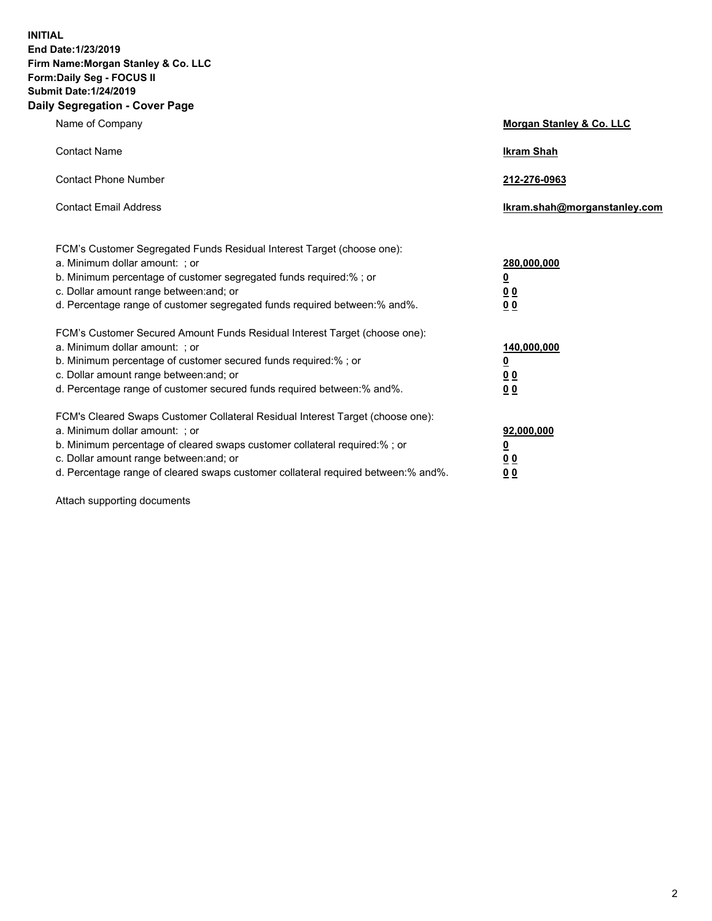**INITIAL**
**End Date:1/23/2019**
**Firm Name:Morgan Stanley & Co. LLC**
**Form:Daily Seg - FOCUS II**
**Submit Date:1/24/2019**
**Daily Segregation - Cover Page**

| | |
|---|---|
| Name of Company | **Morgan Stanley & Co. LLC** |
| Contact Name | **Ikram Shah** |
| Contact Phone Number | **212-276-0963** |
| Contact Email Address | **Ikram.shah@morganstanley.com** |

FCM's Customer Segregated Funds Residual Interest Target (choose one):

| | |
|---|---|
| a. Minimum dollar amount: ; or | **280,000,000** |
| b. Minimum percentage of customer segregated funds required:% ; or | **0** |
| c. Dollar amount range between:and; or | **0 0** |
| d. Percentage range of customer segregated funds required between:% and%. | **0 0** |

FCM's Customer Secured Amount Funds Residual Interest Target (choose one):

| | |
|---|---|
| a. Minimum dollar amount: ; or | **140,000,000** |
| b. Minimum percentage of customer secured funds required:% ; or | **0** |
| c. Dollar amount range between:and; or | **0 0** |
| d. Percentage range of customer secured funds required between:% and%. | **0 0** |

FCM's Cleared Swaps Customer Collateral Residual Interest Target (choose one):

| | |
|---|---|
| a. Minimum dollar amount: ; or | **92,000,000** |
| b. Minimum percentage of cleared swaps customer collateral required:% ; or | **0** |
| c. Dollar amount range between:and; or | **0 0** |
| d. Percentage range of cleared swaps customer collateral required between:% and%. | **0 0** |

Attach supporting documents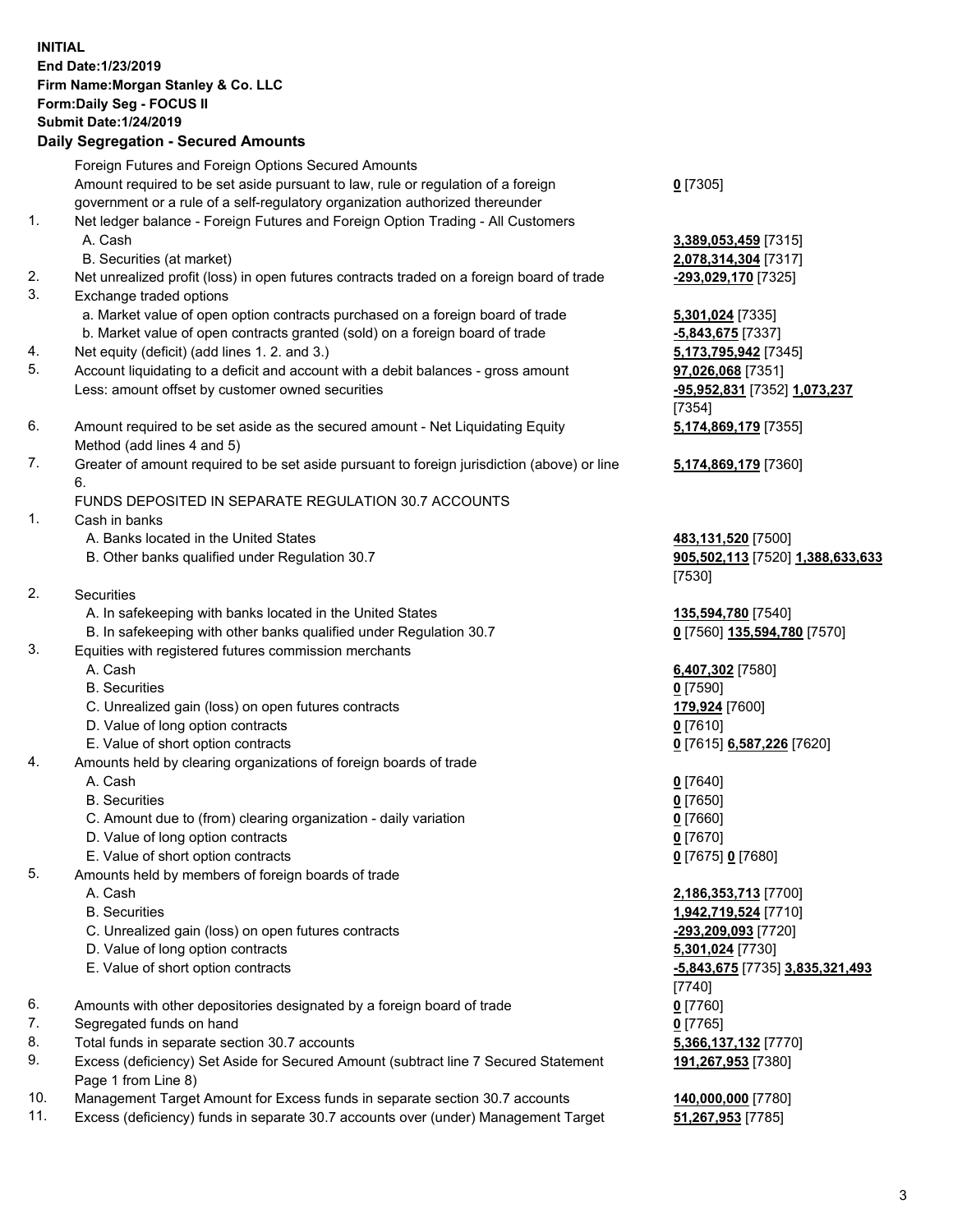**INITIAL**
**End Date:1/23/2019**
**Firm Name:Morgan Stanley & Co. LLC**
**Form:Daily Seg - FOCUS II**
**Submit Date:1/24/2019**

## Daily Segregation - Secured Amounts

| | | |
|---|---|---|
| | Foreign Futures and Foreign Options Secured Amounts | |
| | Amount required to be set aside pursuant to law, rule or regulation of a foreign government or a rule of a self-regulatory organization authorized thereunder | 0 [7305] |
| 1. | Net ledger balance - Foreign Futures and Foreign Option Trading - All Customers | |
| | A. Cash | 3,389,053,459 [7315] |
| | B. Securities (at market) | 2,078,314,304 [7317] |
| 2. | Net unrealized profit (loss) in open futures contracts traded on a foreign board of trade | -293,029,170 [7325] |
| 3. | Exchange traded options | |
| | a. Market value of open option contracts purchased on a foreign board of trade | 5,301,024 [7335] |
| | b. Market value of open contracts granted (sold) on a foreign board of trade | -5,843,675 [7337] |
| 4. | Net equity (deficit) (add lines 1. 2. and 3.) | 5,173,795,942 [7345] |
| 5. | Account liquidating to a deficit and account with a debit balances - gross amount | 97,026,068 [7351] |
| | Less: amount offset by customer owned securities | -95,952,831 [7352] 1,073,237 [7354] |
| 6. | Amount required to be set aside as the secured amount - Net Liquidating Equity Method (add lines 4 and 5) | 5,174,869,179 [7355] |
| 7. | Greater of amount required to be set aside pursuant to foreign jurisdiction (above) or line 6. | 5,174,869,179 [7360] |
| | FUNDS DEPOSITED IN SEPARATE REGULATION 30.7 ACCOUNTS | |
| 1. | Cash in banks | |
| | A. Banks located in the United States | 483,131,520 [7500] |
| | B. Other banks qualified under Regulation 30.7 | 905,502,113 [7520] 1,388,633,633 [7530] |
| 2. | Securities | |
| | A. In safekeeping with banks located in the United States | 135,594,780 [7540] |
| | B. In safekeeping with other banks qualified under Regulation 30.7 | 0 [7560] 135,594,780 [7570] |
| 3. | Equities with registered futures commission merchants | |
| | A. Cash | 6,407,302 [7580] |
| | B. Securities | 0 [7590] |
| | C. Unrealized gain (loss) on open futures contracts | 179,924 [7600] |
| | D. Value of long option contracts | 0 [7610] |
| | E. Value of short option contracts | 0 [7615] 6,587,226 [7620] |
| 4. | Amounts held by clearing organizations of foreign boards of trade | |
| | A. Cash | 0 [7640] |
| | B. Securities | 0 [7650] |
| | C. Amount due to (from) clearing organization - daily variation | 0 [7660] |
| | D. Value of long option contracts | 0 [7670] |
| | E. Value of short option contracts | 0 [7675] 0 [7680] |
| 5. | Amounts held by members of foreign boards of trade | |
| | A. Cash | 2,186,353,713 [7700] |
| | B. Securities | 1,942,719,524 [7710] |
| | C. Unrealized gain (loss) on open futures contracts | -293,209,093 [7720] |
| | D. Value of long option contracts | 5,301,024 [7730] |
| | E. Value of short option contracts | -5,843,675 [7735] 3,835,321,493 [7740] |
| 6. | Amounts with other depositories designated by a foreign board of trade | 0 [7760] |
| 7. | Segregated funds on hand | 0 [7765] |
| 8. | Total funds in separate section 30.7 accounts | 5,366,137,132 [7770] |
| 9. | Excess (deficiency) Set Aside for Secured Amount (subtract line 7 Secured Statement Page 1 from Line 8) | 191,267,953 [7380] |
| 10. | Management Target Amount for Excess funds in separate section 30.7 accounts | 140,000,000 [7780] |
| 11. | Excess (deficiency) funds in separate 30.7 accounts over (under) Management Target | 51,267,953 [7785] |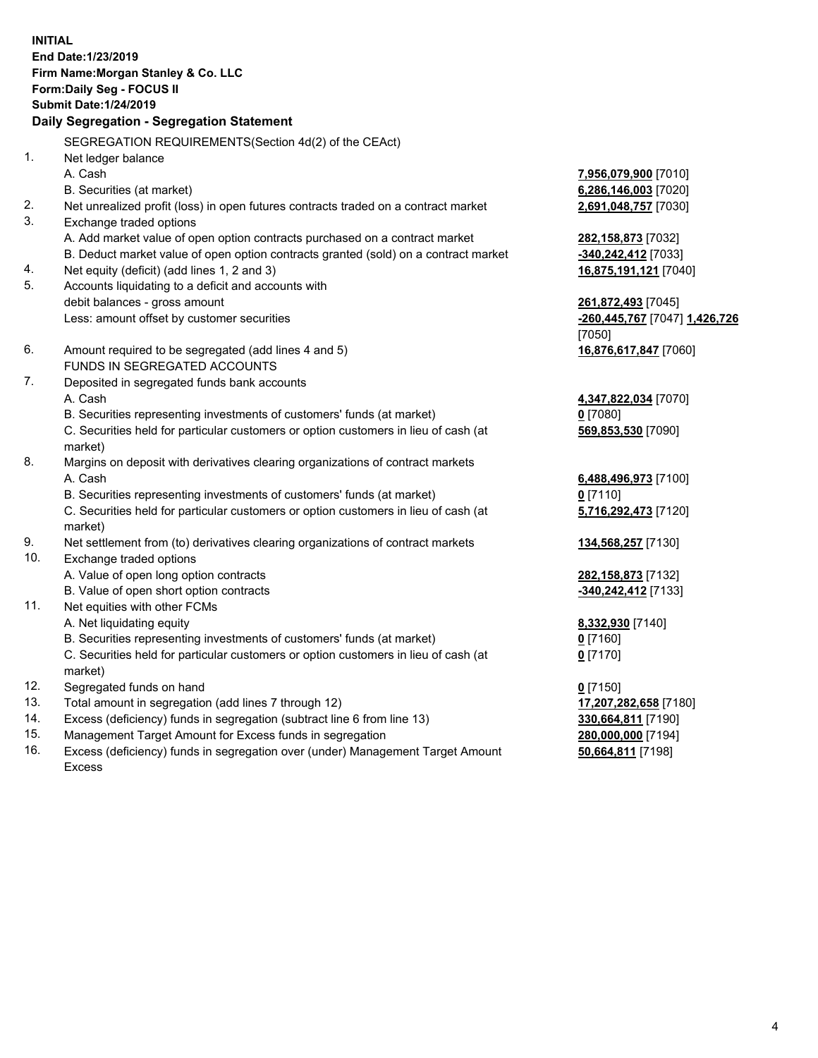**INITIAL**
**End Date:1/23/2019**
**Firm Name:Morgan Stanley & Co. LLC**
**Form:Daily Seg - FOCUS II**
**Submit Date:1/24/2019**
**Daily Segregation - Segregation Statement**

| | | |
|---|---|---|
| | SEGREGATION REQUIREMENTS(Section 4d(2) of the CEAct) | |
| 1. | Net ledger balance | |
| | A. Cash | **7,956,079,900** [7010] |
| | B. Securities (at market) | **6,286,146,003** [7020] |
| 2. | Net unrealized profit (loss) in open futures contracts traded on a contract market | **2,691,048,757** [7030] |
| 3. | Exchange traded options | |
| | A. Add market value of open option contracts purchased on a contract market | **282,158,873** [7032] |
| | B. Deduct market value of open option contracts granted (sold) on a contract market | **-340,242,412** [7033] |
| 4. | Net equity (deficit) (add lines 1, 2 and 3) | **16,875,191,121** [7040] |
| 5. | Accounts liquidating to a deficit and accounts with debit balances - gross amount | **261,872,493** [7045] |
| | Less: amount offset by customer securities | **-260,445,767** [7047] **1,426,726** [7050] |
| 6. | Amount required to be segregated (add lines 4 and 5) | **16,876,617,847** [7060] |
| | FUNDS IN SEGREGATED ACCOUNTS | |
| 7. | Deposited in segregated funds bank accounts | |
| | A. Cash | **4,347,822,034** [7070] |
| | B. Securities representing investments of customers' funds (at market) | **0** [7080] |
| | C. Securities held for particular customers or option customers in lieu of cash (at market) | **569,853,530** [7090] |
| 8. | Margins on deposit with derivatives clearing organizations of contract markets | |
| | A. Cash | **6,488,496,973** [7100] |
| | B. Securities representing investments of customers' funds (at market) | **0** [7110] |
| | C. Securities held for particular customers or option customers in lieu of cash (at market) | **5,716,292,473** [7120] |
| 9. | Net settlement from (to) derivatives clearing organizations of contract markets | **134,568,257** [7130] |
| 10. | Exchange traded options | |
| | A. Value of open long option contracts | **282,158,873** [7132] |
| | B. Value of open short option contracts | **-340,242,412** [7133] |
| 11. | Net equities with other FCMs | |
| | A. Net liquidating equity | **8,332,930** [7140] |
| | B. Securities representing investments of customers' funds (at market) | **0** [7160] |
| | C. Securities held for particular customers or option customers in lieu of cash (at market) | **0** [7170] |
| 12. | Segregated funds on hand | **0** [7150] |
| 13. | Total amount in segregation (add lines 7 through 12) | **17,207,282,658** [7180] |
| 14. | Excess (deficiency) funds in segregation (subtract line 6 from line 13) | **330,664,811** [7190] |
| 15. | Management Target Amount for Excess funds in segregation | **280,000,000** [7194] |
| 16. | Excess (deficiency) funds in segregation over (under) Management Target Amount Excess | **50,664,811** [7198] |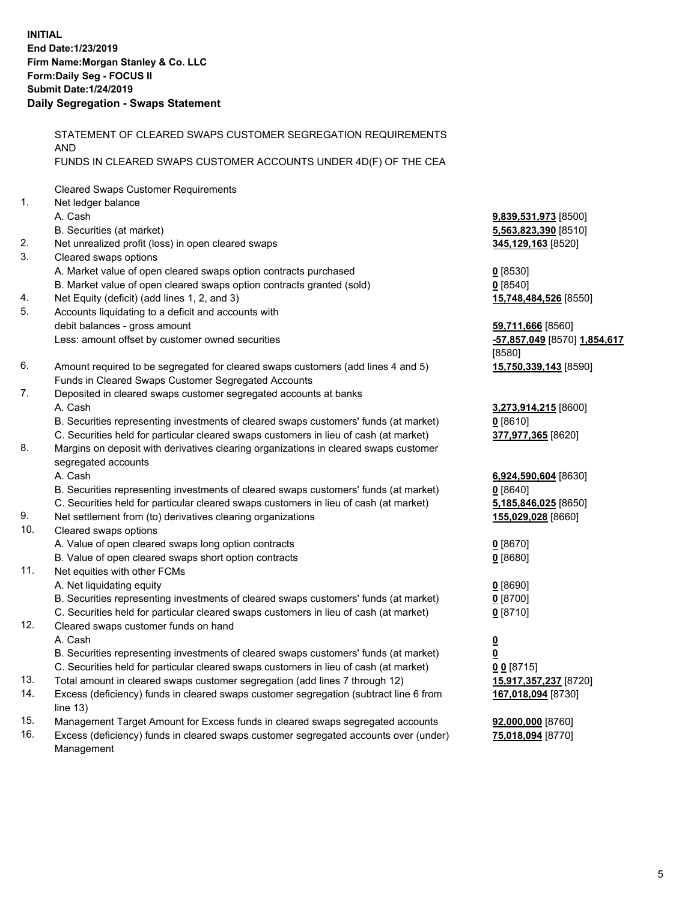**INITIAL**
**End Date:1/23/2019**
**Firm Name:Morgan Stanley & Co. LLC**
**Form:Daily Seg - FOCUS II**
**Submit Date:1/24/2019**
**Daily Segregation - Swaps Statement**

STATEMENT OF CLEARED SWAPS CUSTOMER SEGREGATION REQUIREMENTS AND FUNDS IN CLEARED SWAPS CUSTOMER ACCOUNTS UNDER 4D(F) OF THE CEA

| | | |
|---|---|---|
| | Cleared Swaps Customer Requirements | |
| 1. | Net ledger balance | |
| | A. Cash | **9,839,531,973** [8500] |
| | B. Securities (at market) | **5,563,823,390** [8510] |
| 2. | Net unrealized profit (loss) in open cleared swaps | **345,129,163** [8520] |
| 3. | Cleared swaps options | |
| | A. Market value of open cleared swaps option contracts purchased | **0** [8530] |
| | B. Market value of open cleared swaps option contracts granted (sold) | **0** [8540] |
| 4. | Net Equity (deficit) (add lines 1, 2, and 3) | **15,748,484,526** [8550] |
| 5. | Accounts liquidating to a deficit and accounts with debit balances - gross amount | **59,711,666** [8560] |
| | Less: amount offset by customer owned securities | **-57,857,049** [8570] **1,854,617** [8580] |
| 6. | Amount required to be segregated for cleared swaps customers (add lines 4 and 5) | **15,750,339,143** [8590] |
| | Funds in Cleared Swaps Customer Segregated Accounts | |
| 7. | Deposited in cleared swaps customer segregated accounts at banks | |
| | A. Cash | **3,273,914,215** [8600] |
| | B. Securities representing investments of cleared swaps customers' funds (at market) | **0** [8610] |
| | C. Securities held for particular cleared swaps customers in lieu of cash (at market) | **377,977,365** [8620] |
| 8. | Margins on deposit with derivatives clearing organizations in cleared swaps customer segregated accounts | |
| | A. Cash | **6,924,590,604** [8630] |
| | B. Securities representing investments of cleared swaps customers' funds (at market) | **0** [8640] |
| | C. Securities held for particular cleared swaps customers in lieu of cash (at market) | **5,185,846,025** [8650] |
| 9. | Net settlement from (to) derivatives clearing organizations | **155,029,028** [8660] |
| 10. | Cleared swaps options | |
| | A. Value of open cleared swaps long option contracts | **0** [8670] |
| | B. Value of open cleared swaps short option contracts | **0** [8680] |
| 11. | Net equities with other FCMs | |
| | A. Net liquidating equity | **0** [8690] |
| | B. Securities representing investments of cleared swaps customers' funds (at market) | **0** [8700] |
| | C. Securities held for particular cleared swaps customers in lieu of cash (at market) | **0** [8710] |
| 12. | Cleared swaps customer funds on hand | |
| | A. Cash | **0** |
| | B. Securities representing investments of cleared swaps customers' funds (at market) | **0** |
| | C. Securities held for particular cleared swaps customers in lieu of cash (at market) | **0** **0** [8715] |
| 13. | Total amount in cleared swaps customer segregation (add lines 7 through 12) | **15,917,357,237** [8720] |
| 14. | Excess (deficiency) funds in cleared swaps customer segregation (subtract line 6 from line 13) | **167,018,094** [8730] |
| 15. | Management Target Amount for Excess funds in cleared swaps segregated accounts | **92,000,000** [8760] |
| 16. | Excess (deficiency) funds in cleared swaps customer segregated accounts over (under) Management | **75,018,094** [8770] |